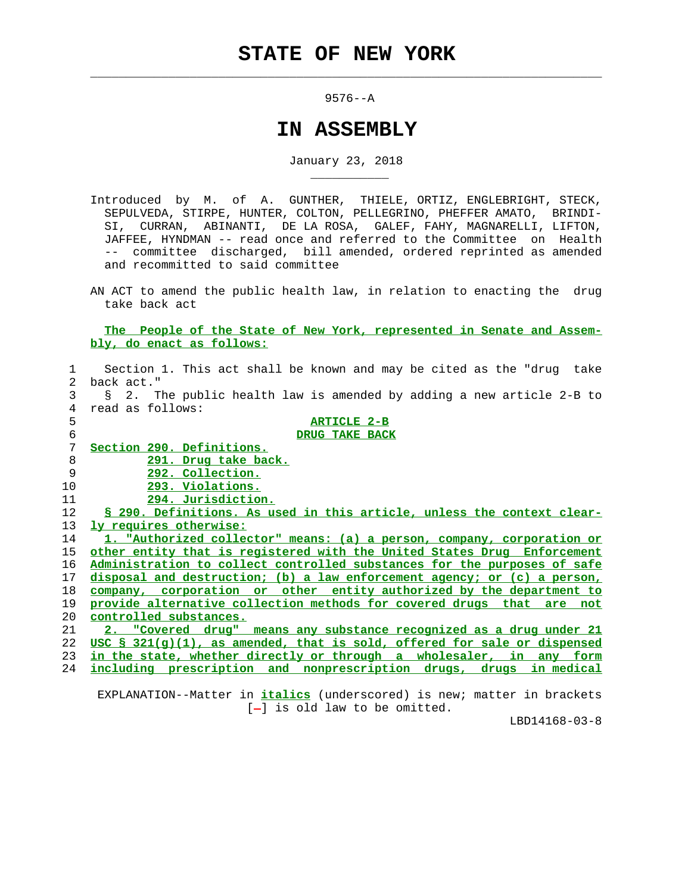# STATE OF NEW YORK

9576--A

## IN ASSEMBLY

January 23, 2018

Introduced by M. of A. GUNTHER, THIELE, ORTIZ, ENGLEBRIGHT, STECK, SEPULVEDA, STIRPE, HUNTER, COLTON, PELLEGRINO, PHEFFER AMATO, BRINDISI, CURRAN, ABINANTI, DE LA ROSA, GALEF, FAHY, MAGNARELLI, LIFTON, JAFFEE, HYNDMAN -- read once and referred to the Committee on Health -- committee discharged, bill amended, ordered reprinted as amended and recommitted to said committee

AN ACT to amend the public health law, in relation to enacting the drug take back act

**The People of the State of New York, represented in Senate and Assembly, do enact as follows:**

Section 1. This act shall be known and may be cited as the "drug take back act."

§ 2. The public health law is amended by adding a new article 2-B to read as follows:

**ARTICLE 2-B**
**DRUG TAKE BACK**

**Section 290. Definitions.**
**291. Drug take back.**
**292. Collection.**
**293. Violations.**
**294. Jurisdiction.**

**§ 290. Definitions. As used in this article, unless the context clearly requires otherwise:**

**1. "Authorized collector" means: (a) a person, company, corporation or other entity that is registered with the United States Drug Enforcement Administration to collect controlled substances for the purposes of safe disposal and destruction; (b) a law enforcement agency; or (c) a person, company, corporation or other entity authorized by the department to provide alternative collection methods for covered drugs that are not controlled substances.**

**2. "Covered drug" means any substance recognized as a drug under 21 USC § 321(g)(1), as amended, that is sold, offered for sale or dispensed in the state, whether directly or through a wholesaler, in any form including prescription and nonprescription drugs, drugs in medical**

EXPLANATION--Matter in ***italics*** (underscored) is new; matter in brackets [-] is old law to be omitted.

LBD14168-03-8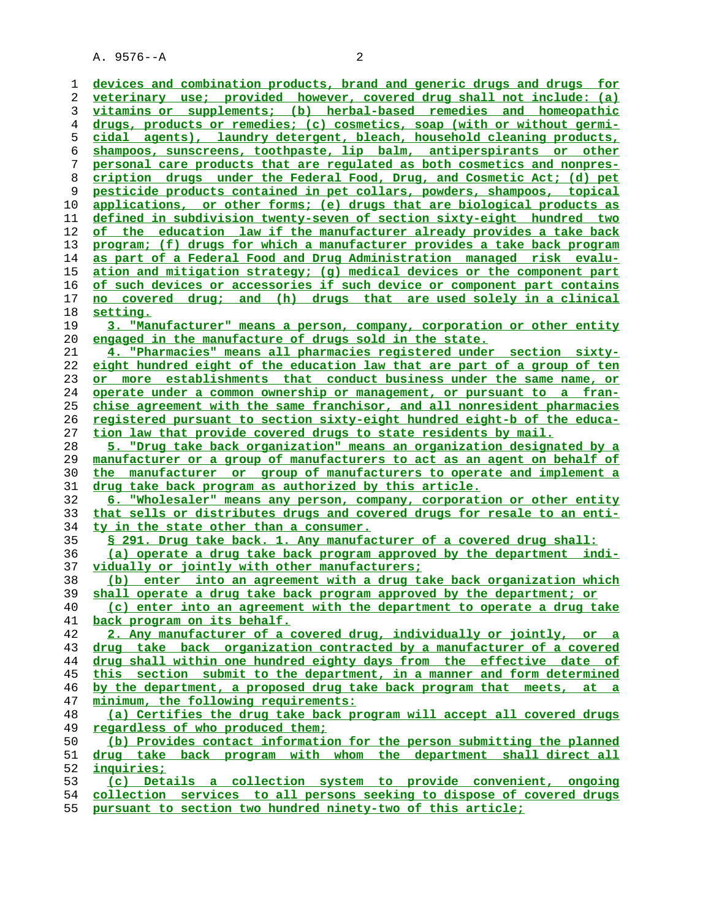devices and combination products, brand and generic drugs and drugs for veterinary use; provided however, covered drug shall not include: (a) vitamins or supplements; (b) herbal-based remedies and homeopathic drugs, products or remedies; (c) cosmetics, soap (with or without germicidal agents), laundry detergent, bleach, household cleaning products, shampoos, sunscreens, toothpaste, lip balm, antiperspirants or other personal care products that are regulated as both cosmetics and nonprescription drugs under the Federal Food, Drug, and Cosmetic Act; (d) pet pesticide products contained in pet collars, powders, shampoos, topical applications, or other forms; (e) drugs that are biological products as defined in subdivision twenty-seven of section sixty-eight hundred two of the education law if the manufacturer already provides a take back program; (f) drugs for which a manufacturer provides a take back program as part of a Federal Food and Drug Administration managed risk evaluation and mitigation strategy; (g) medical devices or the component part of such devices or accessories if such device or component part contains no covered drug; and (h) drugs that are used solely in a clinical setting.

3. "Manufacturer" means a person, company, corporation or other entity engaged in the manufacture of drugs sold in the state.

4. "Pharmacies" means all pharmacies registered under section sixty-eight hundred eight of the education law that are part of a group of ten or more establishments that conduct business under the same name, or operate under a common ownership or management, or pursuant to a franchise agreement with the same franchisor, and all nonresident pharmacies registered pursuant to section sixty-eight hundred eight-b of the education law that provide covered drugs to state residents by mail.

5. "Drug take back organization" means an organization designated by a manufacturer or a group of manufacturers to act as an agent on behalf of the manufacturer or group of manufacturers to operate and implement a drug take back program as authorized by this article.

6. "Wholesaler" means any person, company, corporation or other entity that sells or distributes drugs and covered drugs for resale to an entity in the state other than a consumer.

§ 291. Drug take back. 1. Any manufacturer of a covered drug shall:

(a) operate a drug take back program approved by the department individually or jointly with other manufacturers;

(b) enter into an agreement with a drug take back organization which shall operate a drug take back program approved by the department; or

(c) enter into an agreement with the department to operate a drug take back program on its behalf.

2. Any manufacturer of a covered drug, individually or jointly, or a drug take back organization contracted by a manufacturer of a covered drug shall within one hundred eighty days from the effective date of this section submit to the department, in a manner and form determined by the department, a proposed drug take back program that meets, at a minimum, the following requirements:

(a) Certifies the drug take back program will accept all covered drugs regardless of who produced them;

(b) Provides contact information for the person submitting the planned drug take back program with whom the department shall direct all inquiries;

(c) Details a collection system to provide convenient, ongoing collection services to all persons seeking to dispose of covered drugs pursuant to section two hundred ninety-two of this article;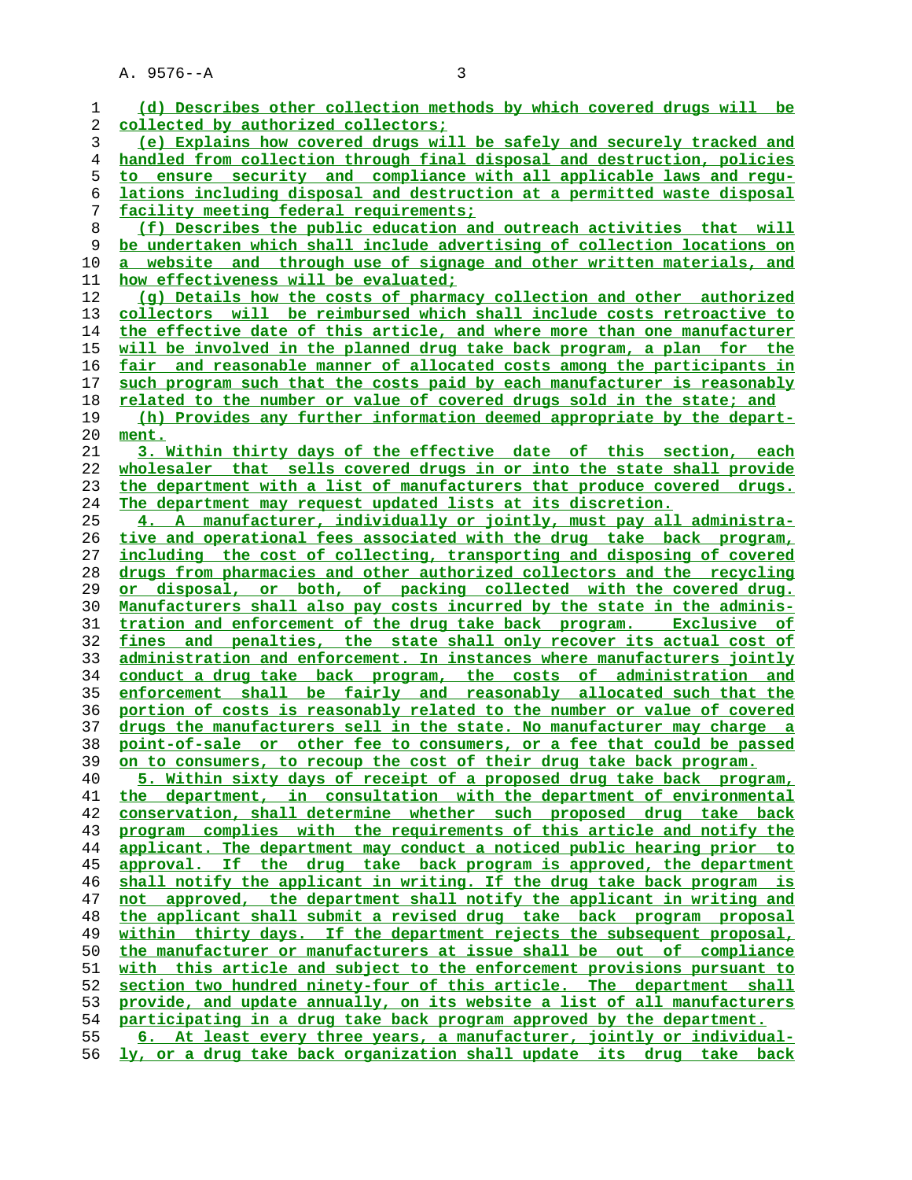(d) Describes other collection methods by which covered drugs will be collected by authorized collectors;

(e) Explains how covered drugs will be safely and securely tracked and handled from collection through final disposal and destruction, policies to ensure security and compliance with all applicable laws and regulations including disposal and destruction at a permitted waste disposal facility meeting federal requirements;

(f) Describes the public education and outreach activities that will be undertaken which shall include advertising of collection locations on a website and through use of signage and other written materials, and how effectiveness will be evaluated;

(g) Details how the costs of pharmacy collection and other authorized collectors will be reimbursed which shall include costs retroactive to the effective date of this article, and where more than one manufacturer will be involved in the planned drug take back program, a plan for the fair and reasonable manner of allocated costs among the participants in such program such that the costs paid by each manufacturer is reasonably related to the number or value of covered drugs sold in the state; and

(h) Provides any further information deemed appropriate by the department.

3. Within thirty days of the effective date of this section, each wholesaler that sells covered drugs in or into the state shall provide the department with a list of manufacturers that produce covered drugs. The department may request updated lists at its discretion.

4. A manufacturer, individually or jointly, must pay all administrative and operational fees associated with the drug take back program, including the cost of collecting, transporting and disposing of covered drugs from pharmacies and other authorized collectors and the recycling or disposal, or both, of packing collected with the covered drug. Manufacturers shall also pay costs incurred by the state in the administration and enforcement of the drug take back program. Exclusive of fines and penalties, the state shall only recover its actual cost of administration and enforcement. In instances where manufacturers jointly conduct a drug take back program, the costs of administration and enforcement shall be fairly and reasonably allocated such that the portion of costs is reasonably related to the number or value of covered drugs the manufacturers sell in the state. No manufacturer may charge a point-of-sale or other fee to consumers, or a fee that could be passed on to consumers, to recoup the cost of their drug take back program.

5. Within sixty days of receipt of a proposed drug take back program, the department, in consultation with the department of environmental conservation, shall determine whether such proposed drug take back program complies with the requirements of this article and notify the applicant. The department may conduct a noticed public hearing prior to approval. If the drug take back program is approved, the department shall notify the applicant in writing. If the drug take back program is not approved, the department shall notify the applicant in writing and the applicant shall submit a revised drug take back program proposal within thirty days. If the department rejects the subsequent proposal, the manufacturer or manufacturers at issue shall be out of compliance with this article and subject to the enforcement provisions pursuant to section two hundred ninety-four of this article. The department shall provide, and update annually, on its website a list of all manufacturers participating in a drug take back program approved by the department.

6. At least every three years, a manufacturer, jointly or individually, or a drug take back organization shall update its drug take back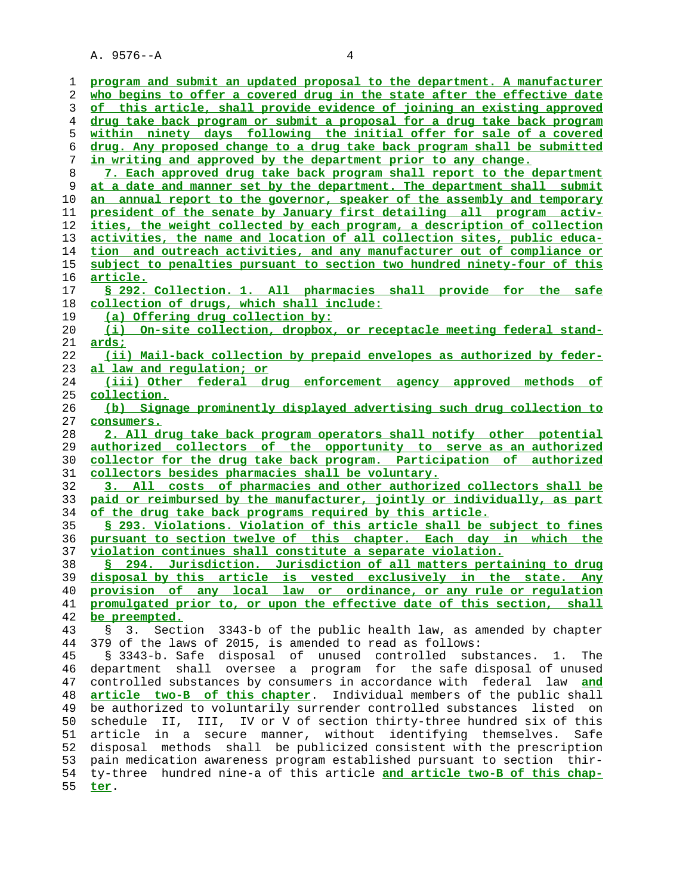program and submit an updated proposal to the department. A manufacturer who begins to offer a covered drug in the state after the effective date of this article, shall provide evidence of joining an existing approved drug take back program or submit a proposal for a drug take back program within ninety days following the initial offer for sale of a covered drug. Any proposed change to a drug take back program shall be submitted in writing and approved by the department prior to any change.

7. Each approved drug take back program shall report to the department at a date and manner set by the department. The department shall submit an annual report to the governor, speaker of the assembly and temporary president of the senate by January first detailing all program activities, the weight collected by each program, a description of collection activities, the name and location of all collection sites, public education and outreach activities, and any manufacturer out of compliance or subject to penalties pursuant to section two hundred ninety-four of this article.

§ 292. Collection. 1. All pharmacies shall provide for the safe collection of drugs, which shall include:

(a) Offering drug collection by:

(i) On-site collection, dropbox, or receptacle meeting federal standards;

(ii) Mail-back collection by prepaid envelopes as authorized by federal law and regulation; or

(iii) Other federal drug enforcement agency approved methods of collection.

(b) Signage prominently displayed advertising such drug collection to consumers.

2. All drug take back program operators shall notify other potential authorized collectors of the opportunity to serve as an authorized collector for the drug take back program. Participation of authorized collectors besides pharmacies shall be voluntary.

3. All costs of pharmacies and other authorized collectors shall be paid or reimbursed by the manufacturer, jointly or individually, as part of the drug take back programs required by this article.

§ 293. Violations. Violation of this article shall be subject to fines pursuant to section twelve of this chapter. Each day in which the violation continues shall constitute a separate violation.

§ 294. Jurisdiction. Jurisdiction of all matters pertaining to drug disposal by this article is vested exclusively in the state. Any provision of any local law or ordinance, or any rule or regulation promulgated prior to, or upon the effective date of this section, shall be preempted.

§ 3. Section 3343-b of the public health law, as amended by chapter 379 of the laws of 2015, is amended to read as follows:

§ 3343-b. Safe disposal of unused controlled substances. 1. The department shall oversee a program for the safe disposal of unused controlled substances by consumers in accordance with federal law and article two-B of this chapter. Individual members of the public shall be authorized to voluntarily surrender controlled substances listed on schedule II, III, IV or V of section thirty-three hundred six of this article in a secure manner, without identifying themselves. Safe disposal methods shall be publicized consistent with the prescription pain medication awareness program established pursuant to section thirty-three hundred nine-a of this article and article two-B of this chapter.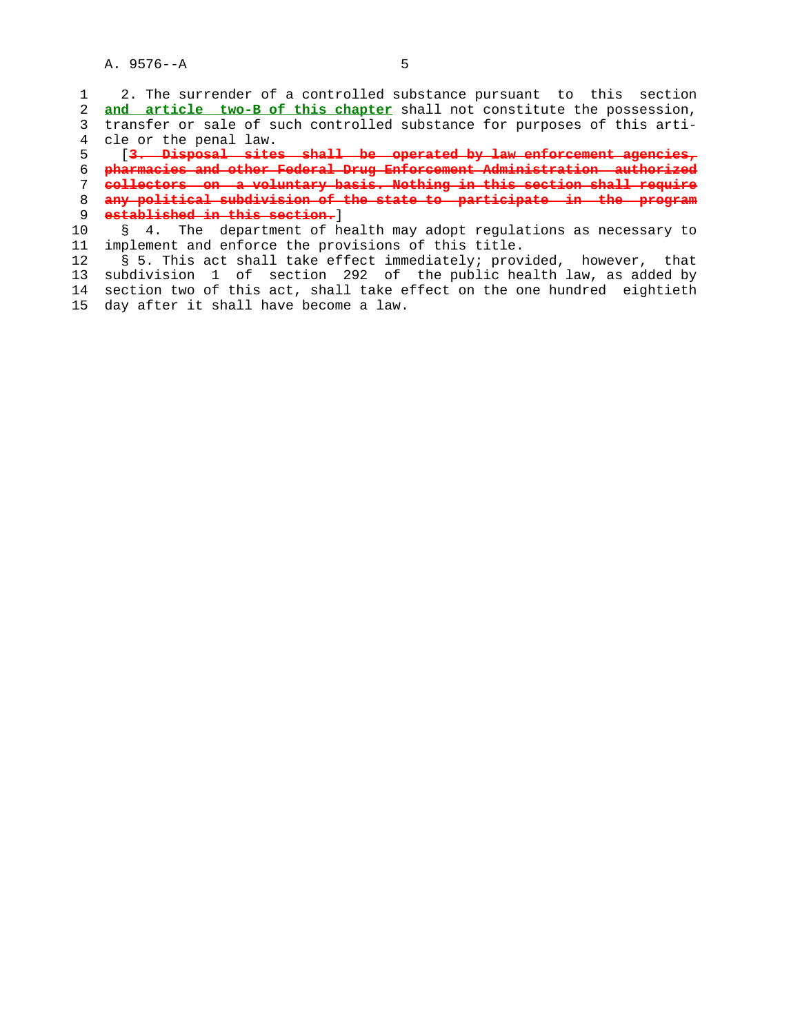2. The surrender of a controlled substance pursuant to this section **and article two-B of this chapter** shall not constitute the possession, transfer or sale of such controlled substance for purposes of this article or the penal law.

[~~3. Disposal sites shall be operated by law enforcement agencies, pharmacies and other Federal Drug Enforcement Administration authorized collectors on a voluntary basis. Nothing in this section shall require any political subdivision of the state to participate in the program established in this section.~~]

§ 4. The department of health may adopt regulations as necessary to implement and enforce the provisions of this title.

§ 5. This act shall take effect immediately; provided, however, that subdivision 1 of section 292 of the public health law, as added by section two of this act, shall take effect on the one hundred eightieth day after it shall have become a law.